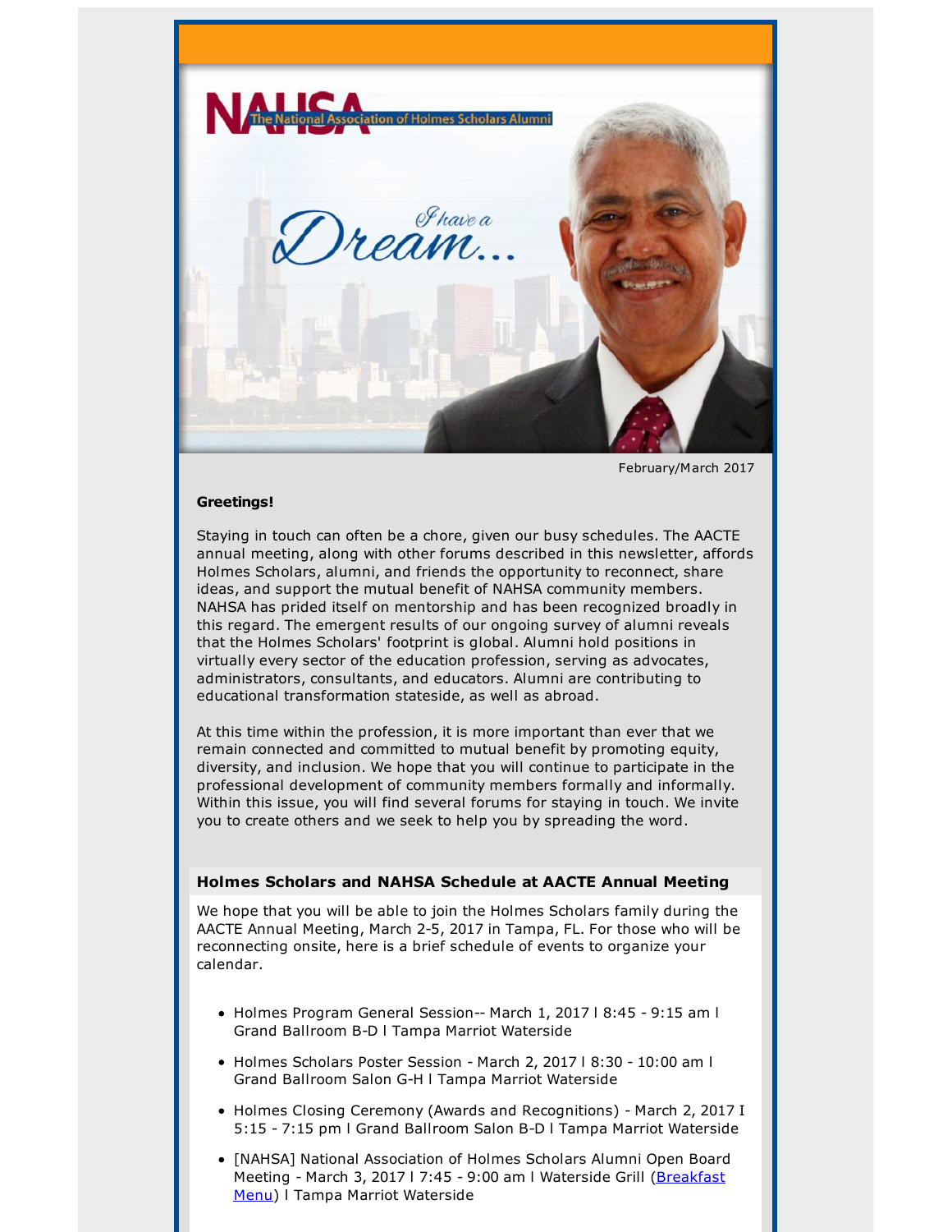NAHSA The National Association of Holmes Scholars Alumni

*I have a Dream...*

February/March 2017

**Greetings!**

Staying in touch can often be a chore, given our busy schedules. The AACTE annual meeting, along with other forums described in this newsletter, affords Holmes Scholars, alumni, and friends the opportunity to reconnect, share ideas, and support the mutual benefit of NAHSA community members. NAHSA has prided itself on mentorship and has been recognized broadly in this regard. The emergent results of our ongoing survey of alumni reveals that the Holmes Scholars' footprint is global. Alumni hold positions in virtually every sector of the education profession, serving as advocates, administrators, consultants, and educators. Alumni are contributing to educational transformation stateside, as well as abroad.

At this time within the profession, it is more important than ever that we remain connected and committed to mutual benefit by promoting equity, diversity, and inclusion. We hope that you will continue to participate in the professional development of community members formally and informally. Within this issue, you will find several forums for staying in touch. We invite you to create others and we seek to help you by spreading the word.

## Holmes Scholars and NAHSA Schedule at AACTE Annual Meeting

We hope that you will be able to join the Holmes Scholars family during the AACTE Annual Meeting, March 2-5, 2017 in Tampa, FL. For those who will be reconnecting onsite, here is a brief schedule of events to organize your calendar.

- Holmes Program General Session-- March 1, 2017 l 8:45 - 9:15 am l Grand Ballroom B-D l Tampa Marriot Waterside
- Holmes Scholars Poster Session - March 2, 2017 l 8:30 - 10:00 am l Grand Ballroom Salon G-H l Tampa Marriot Waterside
- Holmes Closing Ceremony (Awards and Recognitions) - March 2, 2017 I 5:15 - 7:15 pm l Grand Ballroom Salon B-D l Tampa Marriot Waterside
- [NAHSA] National Association of Holmes Scholars Alumni Open Board Meeting - March 3, 2017 l 7:45 - 9:00 am l Waterside Grill (Breakfast Menu) l Tampa Marriot Waterside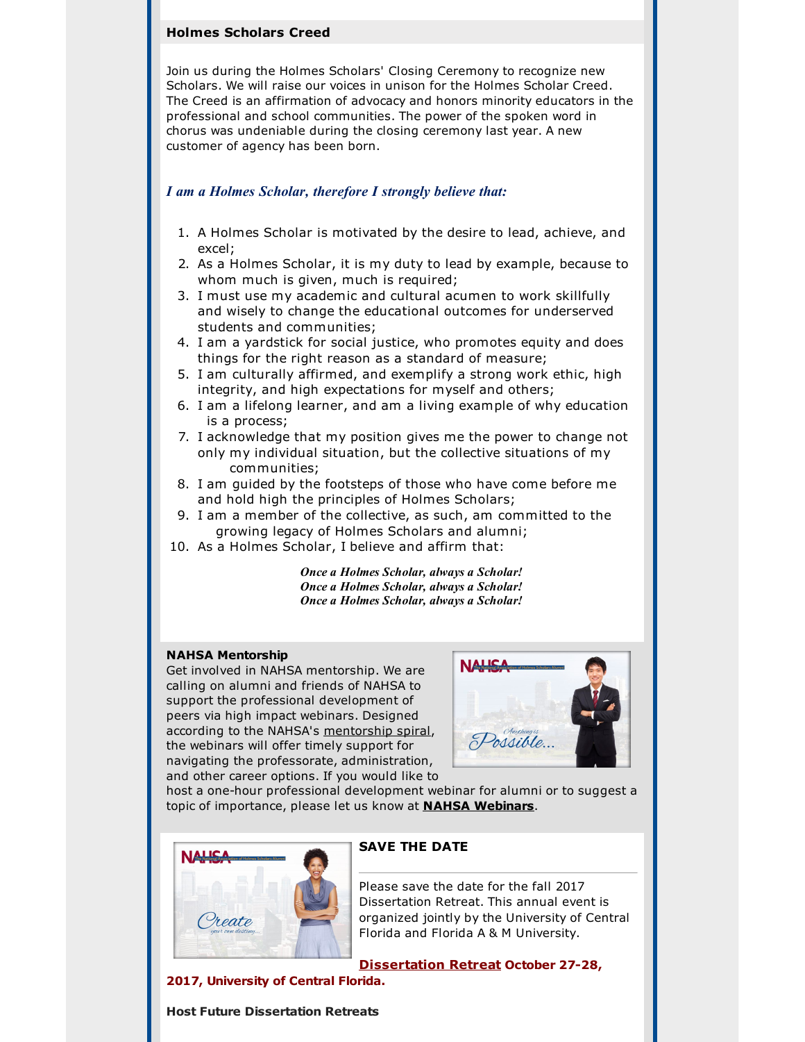## Holmes Scholars Creed

Join us during the Holmes Scholars' Closing Ceremony to recognize new Scholars. We will raise our voices in unison for the Holmes Scholar Creed. The Creed is an affirmation of advocacy and honors minority educators in the professional and school communities. The power of the spoken word in chorus was undeniable during the closing ceremony last year. A new customer of agency has been born.

***I am a Holmes Scholar, therefore I strongly believe that:***

1. A Holmes Scholar is motivated by the desire to lead, achieve, and excel;
2. As a Holmes Scholar, it is my duty to lead by example, because to whom much is given, much is required;
3. I must use my academic and cultural acumen to work skillfully and wisely to change the educational outcomes for underserved students and communities;
4. I am a yardstick for social justice, who promotes equity and does things for the right reason as a standard of measure;
5. I am culturally affirmed, and exemplify a strong work ethic, high integrity, and high expectations for myself and others;
6. I am a lifelong learner, and am a living example of why education is a process;
7. I acknowledge that my position gives me the power to change not only my individual situation, but the collective situations of my communities;
8. I am guided by the footsteps of those who have come before me and hold high the principles of Holmes Scholars;
9. I am a member of the collective, as such, am committed to the growing legacy of Holmes Scholars and alumni;
10. As a Holmes Scholar, I believe and affirm that:

***Once a Holmes Scholar, always a Scholar!***
***Once a Holmes Scholar, always a Scholar!***
***Once a Holmes Scholar, always a Scholar!***

**NAHSA Mentorship**

Get involved in NAHSA mentorship. We are calling on alumni and friends of NAHSA to support the professional development of peers via high impact webinars. Designed according to the NAHSA's mentorship spiral, the webinars will offer timely support for navigating the professorate, administration, and other career options. If you would like to host a one-hour professional development webinar for alumni or to suggest a topic of importance, please let us know at **NAHSA Webinars**.

**SAVE THE DATE**

Please save the date for the fall 2017 Dissertation Retreat. This annual event is organized jointly by the University of Central Florida and Florida A & M University.

**Dissertation Retreat October 27-28, 2017, University of Central Florida.**

**Host Future Dissertation Retreats**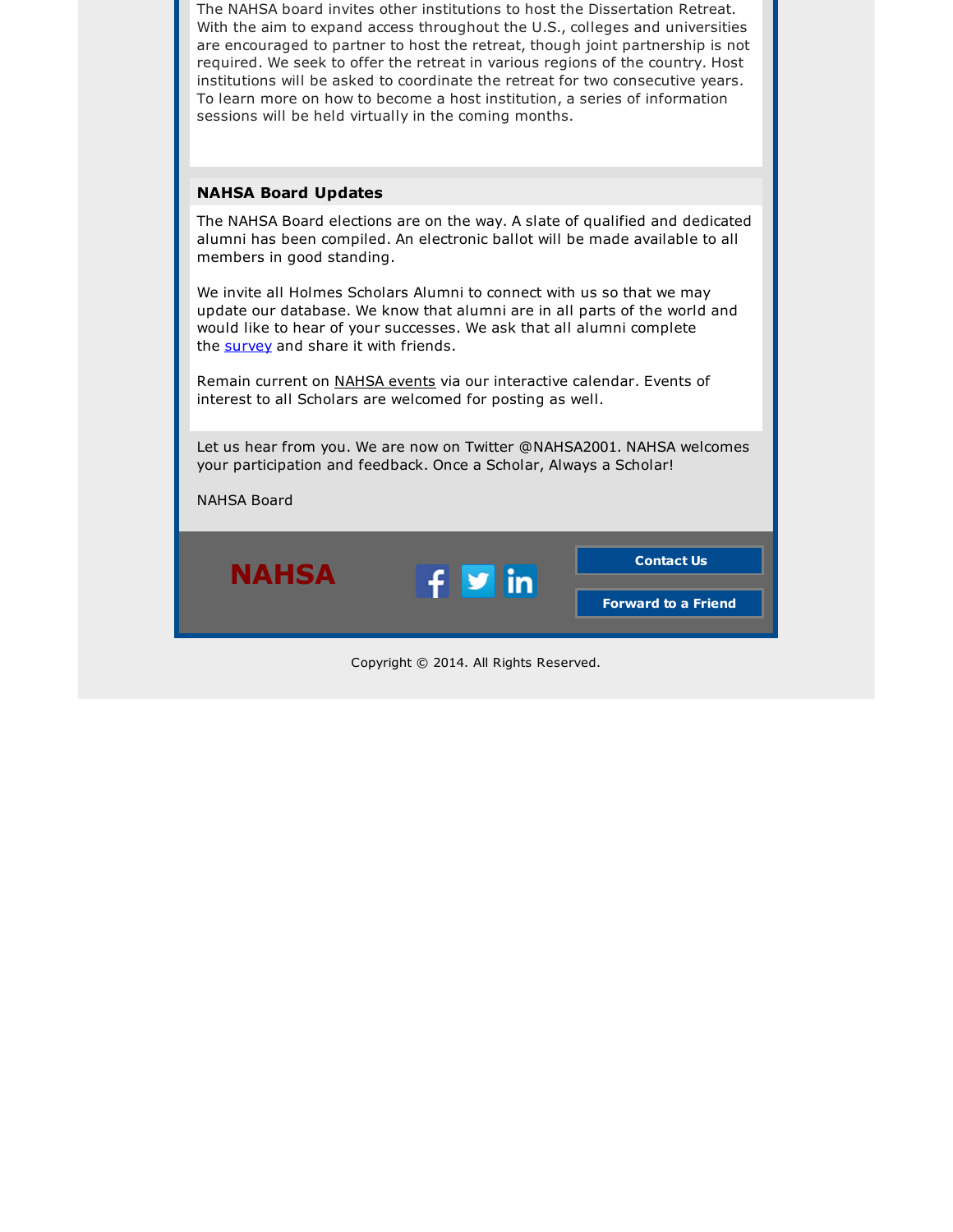The NAHSA board invites other institutions to host the Dissertation Retreat. With the aim to expand access throughout the U.S., colleges and universities are encouraged to partner to host the retreat, though joint partnership is not required. We seek to offer the retreat in various regions of the country. Host institutions will be asked to coordinate the retreat for two consecutive years. To learn more on how to become a host institution, a series of information sessions will be held virtually in the coming months.

**NAHSA Board Updates**

The NAHSA Board elections are on the way. A slate of qualified and dedicated alumni has been compiled. An electronic ballot will be made available to all members in good standing.

We invite all Holmes Scholars Alumni to connect with us so that we may update our database. We know that alumni are in all parts of the world and would like to hear of your successes. We ask that all alumni complete the survey and share it with friends.

Remain current on NAHSA events via our interactive calendar. Events of interest to all Scholars are welcomed for posting as well.

Let us hear from you. We are now on Twitter @NAHSA2001. NAHSA welcomes your participation and feedback. Once a Scholar, Always a Scholar!

NAHSA Board

**NAHSA**

Contact Us

Forward to a Friend

Copyright © 2014. All Rights Reserved.